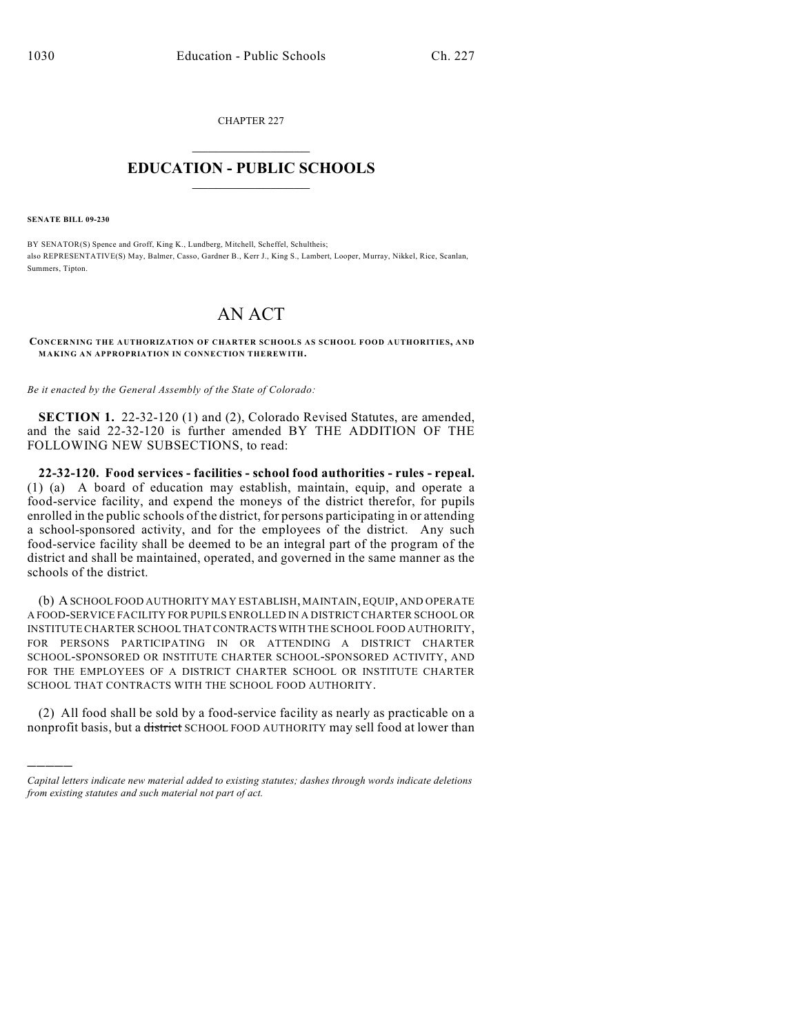CHAPTER 227

# EDUCATION - PUBLIC SCHOOLS

**SENATE BILL 09-230**

BY SENATOR(S) Spence and Groff, King K., Lundberg, Mitchell, Scheffel, Schultheis;
also REPRESENTATIVE(S) May, Balmer, Casso, Gardner B., Kerr J., King S., Lambert, Looper, Murray, Nikkel, Rice, Scanlan, Summers, Tipton.

# AN ACT

**CONCERNING THE AUTHORIZATION OF CHARTER SCHOOLS AS SCHOOL FOOD AUTHORITIES, AND MAKING AN APPROPRIATION IN CONNECTION THEREWITH.**

*Be it enacted by the General Assembly of the State of Colorado:*

**SECTION 1.** 22-32-120 (1) and (2), Colorado Revised Statutes, are amended, and the said 22-32-120 is further amended BY THE ADDITION OF THE FOLLOWING NEW SUBSECTIONS, to read:

**22-32-120. Food services - facilities - school food authorities - rules - repeal.** (1) (a) A board of education may establish, maintain, equip, and operate a food-service facility, and expend the moneys of the district therefor, for pupils enrolled in the public schools of the district, for persons participating in or attending a school-sponsored activity, and for the employees of the district. Any such food-service facility shall be deemed to be an integral part of the program of the district and shall be maintained, operated, and governed in the same manner as the schools of the district.

(b) A SCHOOL FOOD AUTHORITY MAY ESTABLISH, MAINTAIN, EQUIP, AND OPERATE A FOOD-SERVICE FACILITY FOR PUPILS ENROLLED IN A DISTRICT CHARTER SCHOOL OR INSTITUTE CHARTER SCHOOL THAT CONTRACTS WITH THE SCHOOL FOOD AUTHORITY, FOR PERSONS PARTICIPATING IN OR ATTENDING A DISTRICT CHARTER SCHOOL-SPONSORED OR INSTITUTE CHARTER SCHOOL-SPONSORED ACTIVITY, AND FOR THE EMPLOYEES OF A DISTRICT CHARTER SCHOOL OR INSTITUTE CHARTER SCHOOL THAT CONTRACTS WITH THE SCHOOL FOOD AUTHORITY.

(2) All food shall be sold by a food-service facility as nearly as practicable on a nonprofit basis, but a ~~district~~ SCHOOL FOOD AUTHORITY may sell food at lower than

---

*Capital letters indicate new material added to existing statutes; dashes through words indicate deletions from existing statutes and such material not part of act.*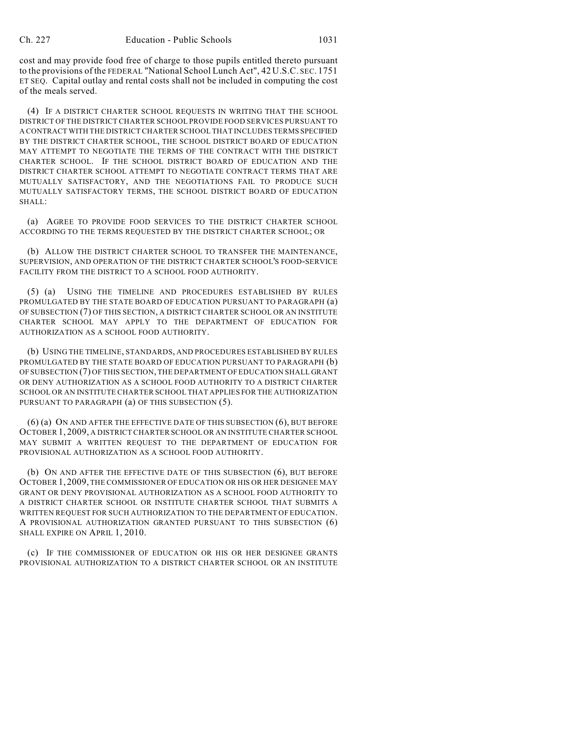cost and may provide food free of charge to those pupils entitled thereto pursuant to the provisions of the FEDERAL "National School Lunch Act", 42 U.S.C. SEC. 1751 ET SEQ. Capital outlay and rental costs shall not be included in computing the cost of the meals served.

(4) IF A DISTRICT CHARTER SCHOOL REQUESTS IN WRITING THAT THE SCHOOL DISTRICT OF THE DISTRICT CHARTER SCHOOL PROVIDE FOOD SERVICES PURSUANT TO A CONTRACT WITH THE DISTRICT CHARTER SCHOOL THAT INCLUDES TERMS SPECIFIED BY THE DISTRICT CHARTER SCHOOL, THE SCHOOL DISTRICT BOARD OF EDUCATION MAY ATTEMPT TO NEGOTIATE THE TERMS OF THE CONTRACT WITH THE DISTRICT CHARTER SCHOOL. IF THE SCHOOL DISTRICT BOARD OF EDUCATION AND THE DISTRICT CHARTER SCHOOL ATTEMPT TO NEGOTIATE CONTRACT TERMS THAT ARE MUTUALLY SATISFACTORY, AND THE NEGOTIATIONS FAIL TO PRODUCE SUCH MUTUALLY SATISFACTORY TERMS, THE SCHOOL DISTRICT BOARD OF EDUCATION SHALL:

(a) AGREE TO PROVIDE FOOD SERVICES TO THE DISTRICT CHARTER SCHOOL ACCORDING TO THE TERMS REQUESTED BY THE DISTRICT CHARTER SCHOOL; OR

(b) ALLOW THE DISTRICT CHARTER SCHOOL TO TRANSFER THE MAINTENANCE, SUPERVISION, AND OPERATION OF THE DISTRICT CHARTER SCHOOL'S FOOD-SERVICE FACILITY FROM THE DISTRICT TO A SCHOOL FOOD AUTHORITY.

(5) (a) USING THE TIMELINE AND PROCEDURES ESTABLISHED BY RULES PROMULGATED BY THE STATE BOARD OF EDUCATION PURSUANT TO PARAGRAPH (a) OF SUBSECTION (7) OF THIS SECTION, A DISTRICT CHARTER SCHOOL OR AN INSTITUTE CHARTER SCHOOL MAY APPLY TO THE DEPARTMENT OF EDUCATION FOR AUTHORIZATION AS A SCHOOL FOOD AUTHORITY.

(b) USING THE TIMELINE, STANDARDS, AND PROCEDURES ESTABLISHED BY RULES PROMULGATED BY THE STATE BOARD OF EDUCATION PURSUANT TO PARAGRAPH (b) OF SUBSECTION (7) OF THIS SECTION, THE DEPARTMENT OF EDUCATION SHALL GRANT OR DENY AUTHORIZATION AS A SCHOOL FOOD AUTHORITY TO A DISTRICT CHARTER SCHOOL OR AN INSTITUTE CHARTER SCHOOL THAT APPLIES FOR THE AUTHORIZATION PURSUANT TO PARAGRAPH (a) OF THIS SUBSECTION (5).

(6) (a) ON AND AFTER THE EFFECTIVE DATE OF THIS SUBSECTION (6), BUT BEFORE OCTOBER 1, 2009, A DISTRICT CHARTER SCHOOL OR AN INSTITUTE CHARTER SCHOOL MAY SUBMIT A WRITTEN REQUEST TO THE DEPARTMENT OF EDUCATION FOR PROVISIONAL AUTHORIZATION AS A SCHOOL FOOD AUTHORITY.

(b) ON AND AFTER THE EFFECTIVE DATE OF THIS SUBSECTION (6), BUT BEFORE OCTOBER 1, 2009, THE COMMISSIONER OF EDUCATION OR HIS OR HER DESIGNEE MAY GRANT OR DENY PROVISIONAL AUTHORIZATION AS A SCHOOL FOOD AUTHORITY TO A DISTRICT CHARTER SCHOOL OR INSTITUTE CHARTER SCHOOL THAT SUBMITS A WRITTEN REQUEST FOR SUCH AUTHORIZATION TO THE DEPARTMENT OF EDUCATION. A PROVISIONAL AUTHORIZATION GRANTED PURSUANT TO THIS SUBSECTION (6) SHALL EXPIRE ON APRIL 1, 2010.

(c) IF THE COMMISSIONER OF EDUCATION OR HIS OR HER DESIGNEE GRANTS PROVISIONAL AUTHORIZATION TO A DISTRICT CHARTER SCHOOL OR AN INSTITUTE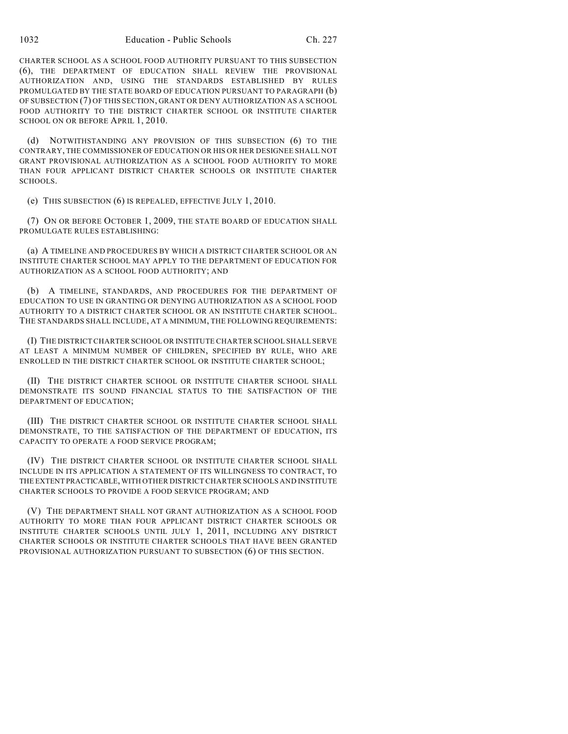CHARTER SCHOOL AS A SCHOOL FOOD AUTHORITY PURSUANT TO THIS SUBSECTION (6), THE DEPARTMENT OF EDUCATION SHALL REVIEW THE PROVISIONAL AUTHORIZATION AND, USING THE STANDARDS ESTABLISHED BY RULES PROMULGATED BY THE STATE BOARD OF EDUCATION PURSUANT TO PARAGRAPH (b) OF SUBSECTION (7) OF THIS SECTION, GRANT OR DENY AUTHORIZATION AS A SCHOOL FOOD AUTHORITY TO THE DISTRICT CHARTER SCHOOL OR INSTITUTE CHARTER SCHOOL ON OR BEFORE APRIL 1, 2010.

(d) NOTWITHSTANDING ANY PROVISION OF THIS SUBSECTION (6) TO THE CONTRARY, THE COMMISSIONER OF EDUCATION OR HIS OR HER DESIGNEE SHALL NOT GRANT PROVISIONAL AUTHORIZATION AS A SCHOOL FOOD AUTHORITY TO MORE THAN FOUR APPLICANT DISTRICT CHARTER SCHOOLS OR INSTITUTE CHARTER SCHOOLS.

(e) THIS SUBSECTION (6) IS REPEALED, EFFECTIVE JULY 1, 2010.

(7) ON OR BEFORE OCTOBER 1, 2009, THE STATE BOARD OF EDUCATION SHALL PROMULGATE RULES ESTABLISHING:

(a) A TIMELINE AND PROCEDURES BY WHICH A DISTRICT CHARTER SCHOOL OR AN INSTITUTE CHARTER SCHOOL MAY APPLY TO THE DEPARTMENT OF EDUCATION FOR AUTHORIZATION AS A SCHOOL FOOD AUTHORITY; AND

(b) A TIMELINE, STANDARDS, AND PROCEDURES FOR THE DEPARTMENT OF EDUCATION TO USE IN GRANTING OR DENYING AUTHORIZATION AS A SCHOOL FOOD AUTHORITY TO A DISTRICT CHARTER SCHOOL OR AN INSTITUTE CHARTER SCHOOL. THE STANDARDS SHALL INCLUDE, AT A MINIMUM, THE FOLLOWING REQUIREMENTS:

(I) THE DISTRICT CHARTER SCHOOL OR INSTITUTE CHARTER SCHOOL SHALL SERVE AT LEAST A MINIMUM NUMBER OF CHILDREN, SPECIFIED BY RULE, WHO ARE ENROLLED IN THE DISTRICT CHARTER SCHOOL OR INSTITUTE CHARTER SCHOOL;

(II) THE DISTRICT CHARTER SCHOOL OR INSTITUTE CHARTER SCHOOL SHALL DEMONSTRATE ITS SOUND FINANCIAL STATUS TO THE SATISFACTION OF THE DEPARTMENT OF EDUCATION;

(III) THE DISTRICT CHARTER SCHOOL OR INSTITUTE CHARTER SCHOOL SHALL DEMONSTRATE, TO THE SATISFACTION OF THE DEPARTMENT OF EDUCATION, ITS CAPACITY TO OPERATE A FOOD SERVICE PROGRAM;

(IV) THE DISTRICT CHARTER SCHOOL OR INSTITUTE CHARTER SCHOOL SHALL INCLUDE IN ITS APPLICATION A STATEMENT OF ITS WILLINGNESS TO CONTRACT, TO THE EXTENT PRACTICABLE, WITH OTHER DISTRICT CHARTER SCHOOLS AND INSTITUTE CHARTER SCHOOLS TO PROVIDE A FOOD SERVICE PROGRAM; AND

(V) THE DEPARTMENT SHALL NOT GRANT AUTHORIZATION AS A SCHOOL FOOD AUTHORITY TO MORE THAN FOUR APPLICANT DISTRICT CHARTER SCHOOLS OR INSTITUTE CHARTER SCHOOLS UNTIL JULY 1, 2011, INCLUDING ANY DISTRICT CHARTER SCHOOLS OR INSTITUTE CHARTER SCHOOLS THAT HAVE BEEN GRANTED PROVISIONAL AUTHORIZATION PURSUANT TO SUBSECTION (6) OF THIS SECTION.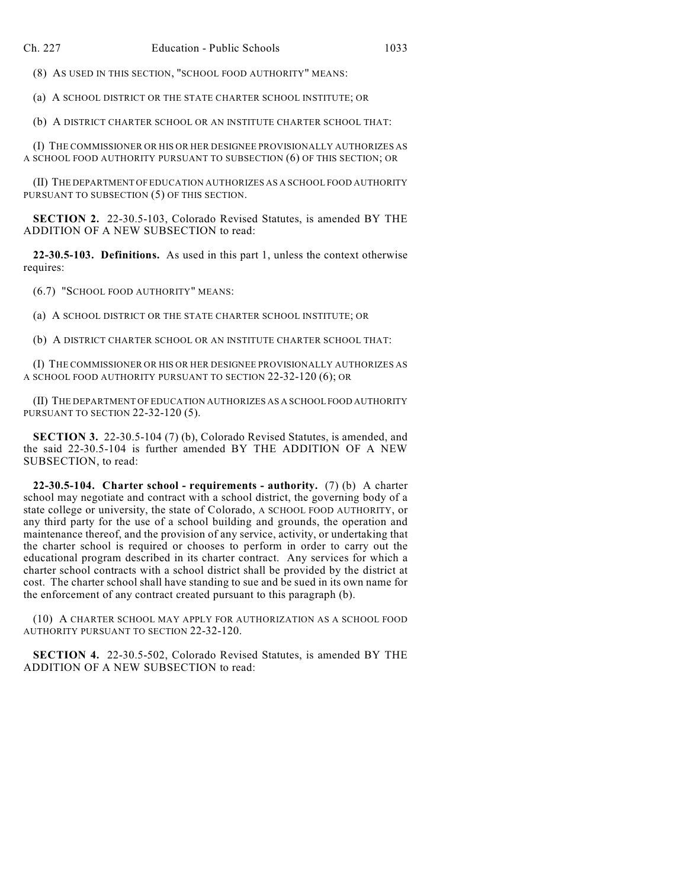(8) AS USED IN THIS SECTION, "SCHOOL FOOD AUTHORITY" MEANS:

(a) A SCHOOL DISTRICT OR THE STATE CHARTER SCHOOL INSTITUTE; OR

(b) A DISTRICT CHARTER SCHOOL OR AN INSTITUTE CHARTER SCHOOL THAT:

(I) THE COMMISSIONER OR HIS OR HER DESIGNEE PROVISIONALLY AUTHORIZES AS A SCHOOL FOOD AUTHORITY PURSUANT TO SUBSECTION (6) OF THIS SECTION; OR

(II) THE DEPARTMENT OF EDUCATION AUTHORIZES AS A SCHOOL FOOD AUTHORITY PURSUANT TO SUBSECTION (5) OF THIS SECTION.

**SECTION 2.** 22-30.5-103, Colorado Revised Statutes, is amended BY THE ADDITION OF A NEW SUBSECTION to read:

**22-30.5-103. Definitions.** As used in this part 1, unless the context otherwise requires:

(6.7) "SCHOOL FOOD AUTHORITY" MEANS:

(a) A SCHOOL DISTRICT OR THE STATE CHARTER SCHOOL INSTITUTE; OR

(b) A DISTRICT CHARTER SCHOOL OR AN INSTITUTE CHARTER SCHOOL THAT:

(I) THE COMMISSIONER OR HIS OR HER DESIGNEE PROVISIONALLY AUTHORIZES AS A SCHOOL FOOD AUTHORITY PURSUANT TO SECTION 22-32-120 (6); OR

(II) THE DEPARTMENT OF EDUCATION AUTHORIZES AS A SCHOOL FOOD AUTHORITY PURSUANT TO SECTION 22-32-120 (5).

**SECTION 3.** 22-30.5-104 (7) (b), Colorado Revised Statutes, is amended, and the said 22-30.5-104 is further amended BY THE ADDITION OF A NEW SUBSECTION, to read:

**22-30.5-104. Charter school - requirements - authority.** (7) (b) A charter school may negotiate and contract with a school district, the governing body of a state college or university, the state of Colorado, A SCHOOL FOOD AUTHORITY, or any third party for the use of a school building and grounds, the operation and maintenance thereof, and the provision of any service, activity, or undertaking that the charter school is required or chooses to perform in order to carry out the educational program described in its charter contract. Any services for which a charter school contracts with a school district shall be provided by the district at cost. The charter school shall have standing to sue and be sued in its own name for the enforcement of any contract created pursuant to this paragraph (b).

(10) A CHARTER SCHOOL MAY APPLY FOR AUTHORIZATION AS A SCHOOL FOOD AUTHORITY PURSUANT TO SECTION 22-32-120.

**SECTION 4.** 22-30.5-502, Colorado Revised Statutes, is amended BY THE ADDITION OF A NEW SUBSECTION to read: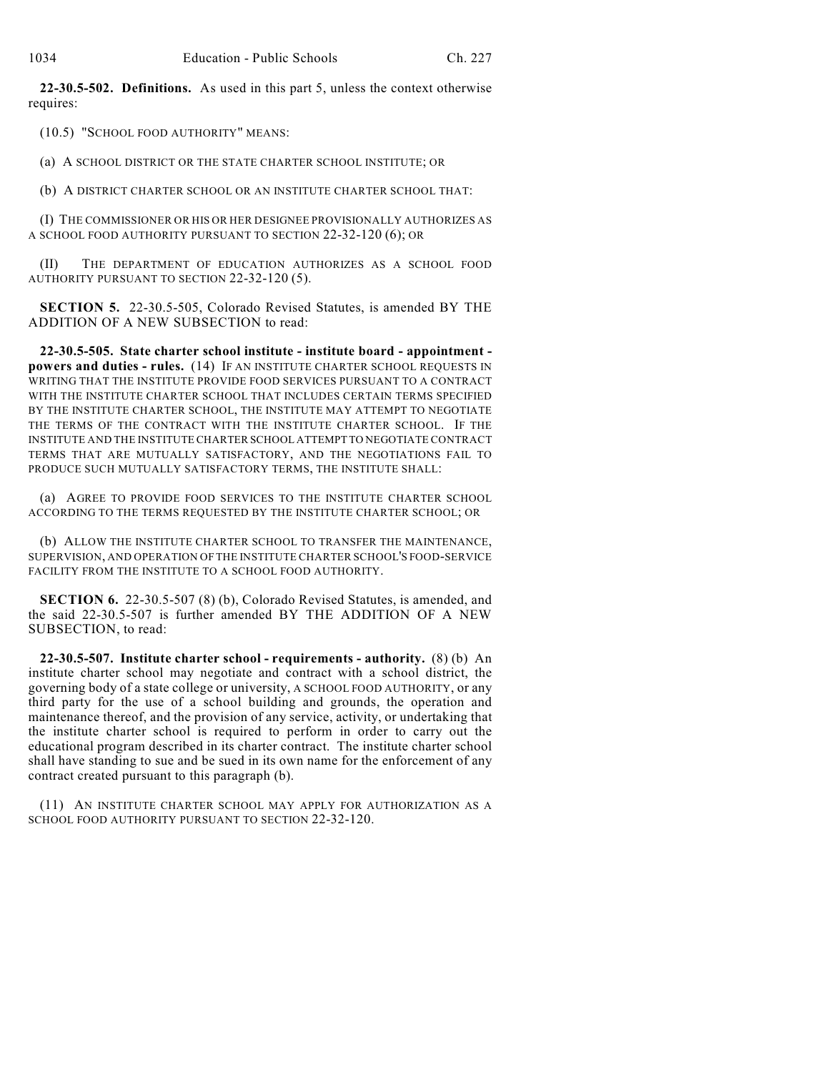**22-30.5-502. Definitions.** As used in this part 5, unless the context otherwise requires:

(10.5) "SCHOOL FOOD AUTHORITY" MEANS:

(a) A SCHOOL DISTRICT OR THE STATE CHARTER SCHOOL INSTITUTE; OR

(b) A DISTRICT CHARTER SCHOOL OR AN INSTITUTE CHARTER SCHOOL THAT:

(I) THE COMMISSIONER OR HIS OR HER DESIGNEE PROVISIONALLY AUTHORIZES AS A SCHOOL FOOD AUTHORITY PURSUANT TO SECTION 22-32-120 (6); OR

(II) THE DEPARTMENT OF EDUCATION AUTHORIZES AS A SCHOOL FOOD AUTHORITY PURSUANT TO SECTION 22-32-120 (5).

**SECTION 5.** 22-30.5-505, Colorado Revised Statutes, is amended BY THE ADDITION OF A NEW SUBSECTION to read:

**22-30.5-505. State charter school institute - institute board - appointment - powers and duties - rules.** (14) IF AN INSTITUTE CHARTER SCHOOL REQUESTS IN WRITING THAT THE INSTITUTE PROVIDE FOOD SERVICES PURSUANT TO A CONTRACT WITH THE INSTITUTE CHARTER SCHOOL THAT INCLUDES CERTAIN TERMS SPECIFIED BY THE INSTITUTE CHARTER SCHOOL, THE INSTITUTE MAY ATTEMPT TO NEGOTIATE THE TERMS OF THE CONTRACT WITH THE INSTITUTE CHARTER SCHOOL. IF THE INSTITUTE AND THE INSTITUTE CHARTER SCHOOL ATTEMPT TO NEGOTIATE CONTRACT TERMS THAT ARE MUTUALLY SATISFACTORY, AND THE NEGOTIATIONS FAIL TO PRODUCE SUCH MUTUALLY SATISFACTORY TERMS, THE INSTITUTE SHALL:

(a) AGREE TO PROVIDE FOOD SERVICES TO THE INSTITUTE CHARTER SCHOOL ACCORDING TO THE TERMS REQUESTED BY THE INSTITUTE CHARTER SCHOOL; OR

(b) ALLOW THE INSTITUTE CHARTER SCHOOL TO TRANSFER THE MAINTENANCE, SUPERVISION, AND OPERATION OF THE INSTITUTE CHARTER SCHOOL'S FOOD-SERVICE FACILITY FROM THE INSTITUTE TO A SCHOOL FOOD AUTHORITY.

**SECTION 6.** 22-30.5-507 (8) (b), Colorado Revised Statutes, is amended, and the said 22-30.5-507 is further amended BY THE ADDITION OF A NEW SUBSECTION, to read:

**22-30.5-507. Institute charter school - requirements - authority.** (8) (b) An institute charter school may negotiate and contract with a school district, the governing body of a state college or university, A SCHOOL FOOD AUTHORITY, or any third party for the use of a school building and grounds, the operation and maintenance thereof, and the provision of any service, activity, or undertaking that the institute charter school is required to perform in order to carry out the educational program described in its charter contract. The institute charter school shall have standing to sue and be sued in its own name for the enforcement of any contract created pursuant to this paragraph (b).

(11) AN INSTITUTE CHARTER SCHOOL MAY APPLY FOR AUTHORIZATION AS A SCHOOL FOOD AUTHORITY PURSUANT TO SECTION 22-32-120.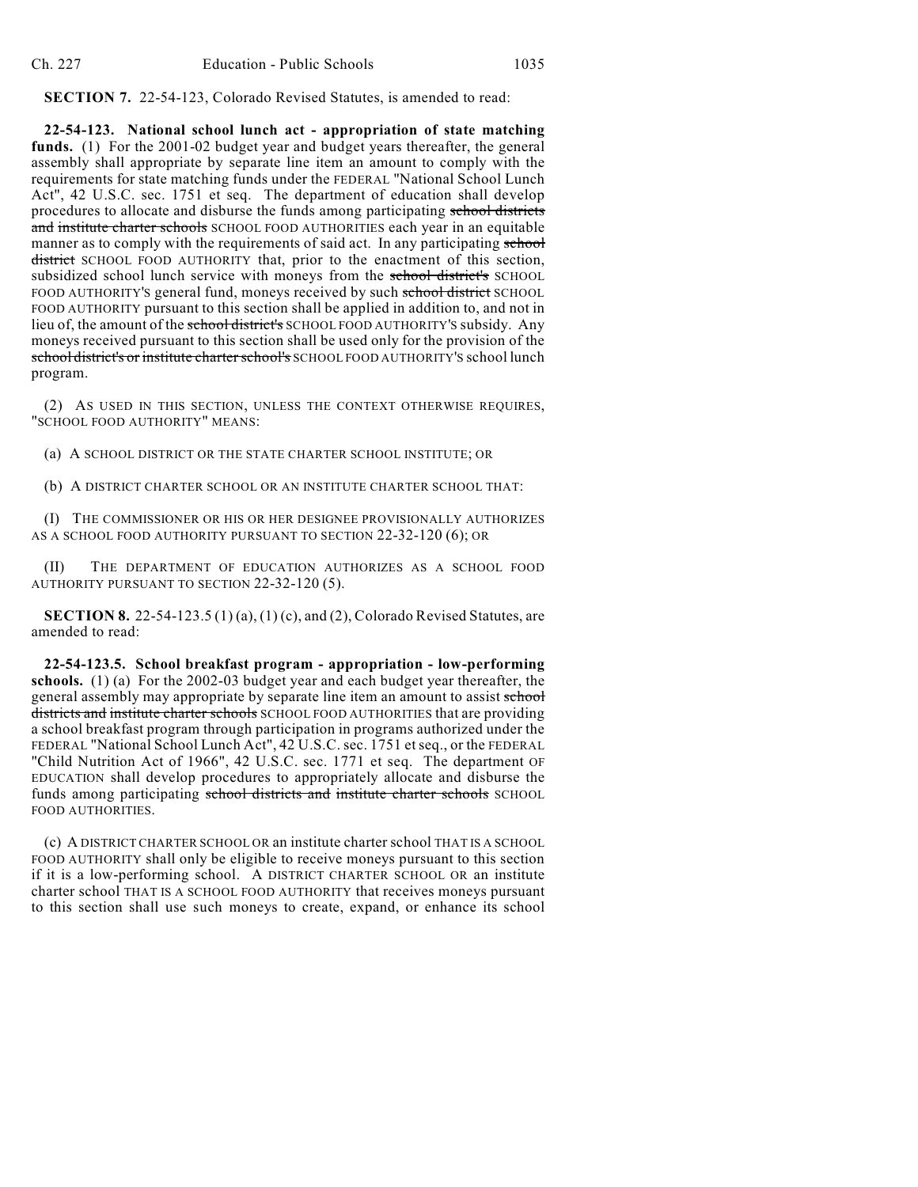**SECTION 7.** 22-54-123, Colorado Revised Statutes, is amended to read:

**22-54-123. National school lunch act - appropriation of state matching funds.** (1) For the 2001-02 budget year and budget years thereafter, the general assembly shall appropriate by separate line item an amount to comply with the requirements for state matching funds under the FEDERAL "National School Lunch Act", 42 U.S.C. sec. 1751 et seq. The department of education shall develop procedures to allocate and disburse the funds among participating ~~school districts and institute charter schools~~ SCHOOL FOOD AUTHORITIES each year in an equitable manner as to comply with the requirements of said act. In any participating ~~school district~~ SCHOOL FOOD AUTHORITY that, prior to the enactment of this section, subsidized school lunch service with moneys from the ~~school district's~~ SCHOOL FOOD AUTHORITY'S general fund, moneys received by such ~~school district~~ SCHOOL FOOD AUTHORITY pursuant to this section shall be applied in addition to, and not in lieu of, the amount of the ~~school district's~~ SCHOOL FOOD AUTHORITY'S subsidy. Any moneys received pursuant to this section shall be used only for the provision of the ~~school district's or institute charter school's~~ SCHOOL FOOD AUTHORITY'S school lunch program.

(2) AS USED IN THIS SECTION, UNLESS THE CONTEXT OTHERWISE REQUIRES, "SCHOOL FOOD AUTHORITY" MEANS:

(a) A SCHOOL DISTRICT OR THE STATE CHARTER SCHOOL INSTITUTE; OR

(b) A DISTRICT CHARTER SCHOOL OR AN INSTITUTE CHARTER SCHOOL THAT:

(I) THE COMMISSIONER OR HIS OR HER DESIGNEE PROVISIONALLY AUTHORIZES AS A SCHOOL FOOD AUTHORITY PURSUANT TO SECTION 22-32-120 (6); OR

(II) THE DEPARTMENT OF EDUCATION AUTHORIZES AS A SCHOOL FOOD AUTHORITY PURSUANT TO SECTION 22-32-120 (5).

**SECTION 8.** 22-54-123.5 (1) (a), (1) (c), and (2), Colorado Revised Statutes, are amended to read:

**22-54-123.5. School breakfast program - appropriation - low-performing schools.** (1) (a) For the 2002-03 budget year and each budget year thereafter, the general assembly may appropriate by separate line item an amount to assist ~~school districts and institute charter schools~~ SCHOOL FOOD AUTHORITIES that are providing a school breakfast program through participation in programs authorized under the FEDERAL "National School Lunch Act", 42 U.S.C. sec. 1751 et seq., or the FEDERAL "Child Nutrition Act of 1966", 42 U.S.C. sec. 1771 et seq. The department OF EDUCATION shall develop procedures to appropriately allocate and disburse the funds among participating ~~school districts and institute charter schools~~ SCHOOL FOOD AUTHORITIES.

(c) A DISTRICT CHARTER SCHOOL OR an institute charter school THAT IS A SCHOOL FOOD AUTHORITY shall only be eligible to receive moneys pursuant to this section if it is a low-performing school. A DISTRICT CHARTER SCHOOL OR an institute charter school THAT IS A SCHOOL FOOD AUTHORITY that receives moneys pursuant to this section shall use such moneys to create, expand, or enhance its school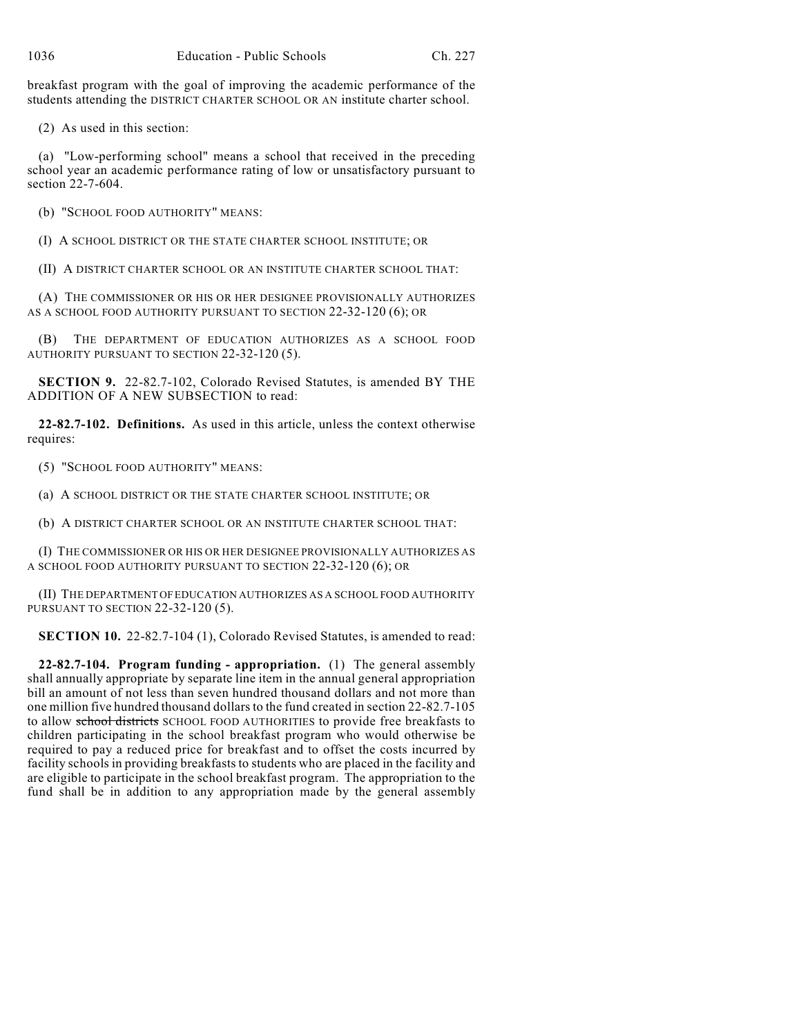breakfast program with the goal of improving the academic performance of the students attending the DISTRICT CHARTER SCHOOL OR AN institute charter school.

(2) As used in this section:

(a) "Low-performing school" means a school that received in the preceding school year an academic performance rating of low or unsatisfactory pursuant to section 22-7-604.

(b) "SCHOOL FOOD AUTHORITY" MEANS:

(I) A SCHOOL DISTRICT OR THE STATE CHARTER SCHOOL INSTITUTE; OR

(II) A DISTRICT CHARTER SCHOOL OR AN INSTITUTE CHARTER SCHOOL THAT:

(A) THE COMMISSIONER OR HIS OR HER DESIGNEE PROVISIONALLY AUTHORIZES AS A SCHOOL FOOD AUTHORITY PURSUANT TO SECTION 22-32-120 (6); OR

(B) THE DEPARTMENT OF EDUCATION AUTHORIZES AS A SCHOOL FOOD AUTHORITY PURSUANT TO SECTION 22-32-120 (5).

**SECTION 9.** 22-82.7-102, Colorado Revised Statutes, is amended BY THE ADDITION OF A NEW SUBSECTION to read:

**22-82.7-102. Definitions.** As used in this article, unless the context otherwise requires:

(5) "SCHOOL FOOD AUTHORITY" MEANS:

(a) A SCHOOL DISTRICT OR THE STATE CHARTER SCHOOL INSTITUTE; OR

(b) A DISTRICT CHARTER SCHOOL OR AN INSTITUTE CHARTER SCHOOL THAT:

(I) THE COMMISSIONER OR HIS OR HER DESIGNEE PROVISIONALLY AUTHORIZES AS A SCHOOL FOOD AUTHORITY PURSUANT TO SECTION 22-32-120 (6); OR

(II) THE DEPARTMENT OF EDUCATION AUTHORIZES AS A SCHOOL FOOD AUTHORITY PURSUANT TO SECTION 22-32-120 (5).

**SECTION 10.** 22-82.7-104 (1), Colorado Revised Statutes, is amended to read:

**22-82.7-104. Program funding - appropriation.** (1) The general assembly shall annually appropriate by separate line item in the annual general appropriation bill an amount of not less than seven hundred thousand dollars and not more than one million five hundred thousand dollars to the fund created in section 22-82.7-105 to allow ~~school districts~~ SCHOOL FOOD AUTHORITIES to provide free breakfasts to children participating in the school breakfast program who would otherwise be required to pay a reduced price for breakfast and to offset the costs incurred by facility schools in providing breakfasts to students who are placed in the facility and are eligible to participate in the school breakfast program. The appropriation to the fund shall be in addition to any appropriation made by the general assembly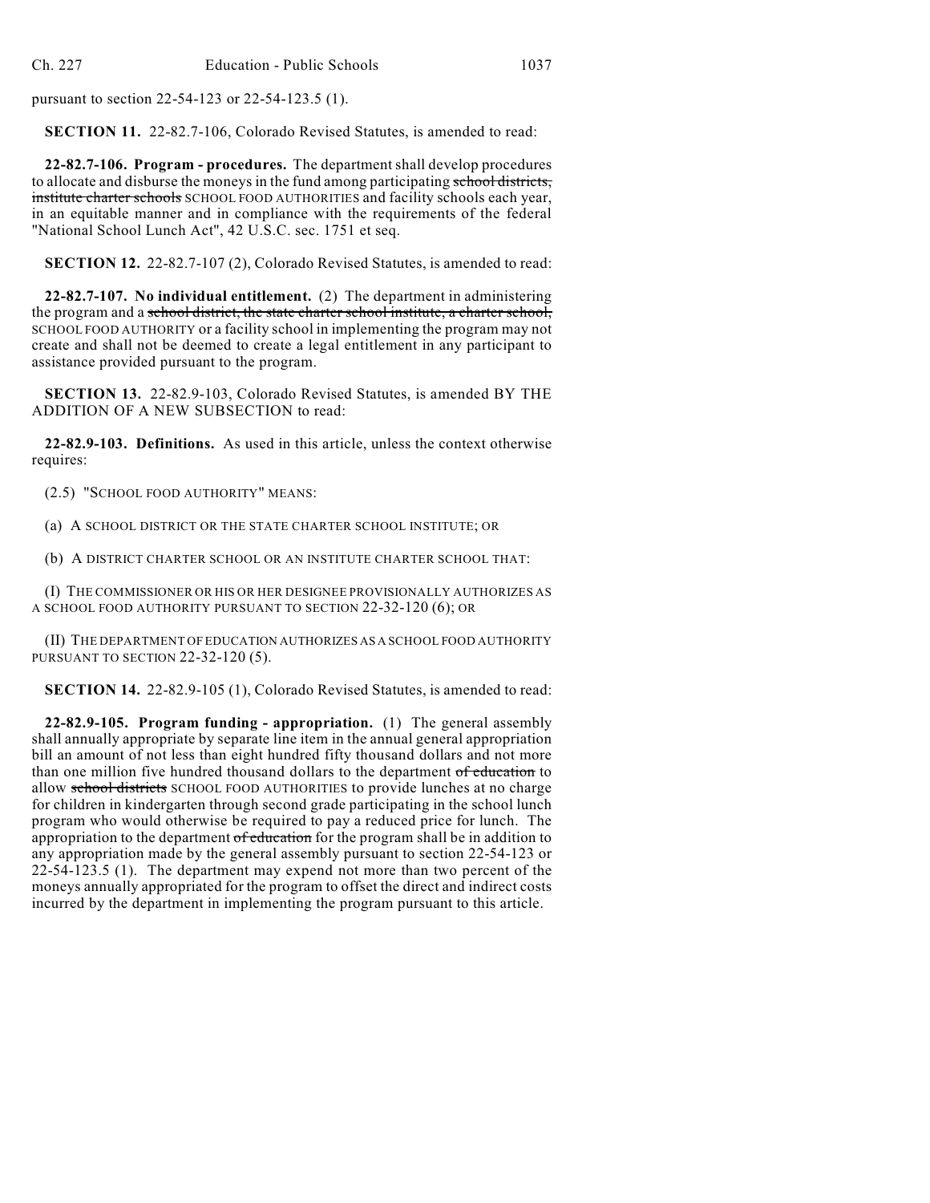pursuant to section 22-54-123 or 22-54-123.5 (1).

**SECTION 11.** 22-82.7-106, Colorado Revised Statutes, is amended to read:

**22-82.7-106. Program - procedures.** The department shall develop procedures to allocate and disburse the moneys in the fund among participating ~~school districts, institute charter schools~~ SCHOOL FOOD AUTHORITIES and facility schools each year, in an equitable manner and in compliance with the requirements of the federal "National School Lunch Act", 42 U.S.C. sec. 1751 et seq.

**SECTION 12.** 22-82.7-107 (2), Colorado Revised Statutes, is amended to read:

**22-82.7-107. No individual entitlement.** (2) The department in administering the program and a ~~school district, the state charter school institute, a charter school,~~ SCHOOL FOOD AUTHORITY or a facility school in implementing the program may not create and shall not be deemed to create a legal entitlement in any participant to assistance provided pursuant to the program.

**SECTION 13.** 22-82.9-103, Colorado Revised Statutes, is amended BY THE ADDITION OF A NEW SUBSECTION to read:

**22-82.9-103. Definitions.** As used in this article, unless the context otherwise requires:

(2.5) "SCHOOL FOOD AUTHORITY" MEANS:

(a) A SCHOOL DISTRICT OR THE STATE CHARTER SCHOOL INSTITUTE; OR

(b) A DISTRICT CHARTER SCHOOL OR AN INSTITUTE CHARTER SCHOOL THAT:

(I) THE COMMISSIONER OR HIS OR HER DESIGNEE PROVISIONALLY AUTHORIZES AS A SCHOOL FOOD AUTHORITY PURSUANT TO SECTION 22-32-120 (6); OR

(II) THE DEPARTMENT OF EDUCATION AUTHORIZES AS A SCHOOL FOOD AUTHORITY PURSUANT TO SECTION 22-32-120 (5).

**SECTION 14.** 22-82.9-105 (1), Colorado Revised Statutes, is amended to read:

**22-82.9-105. Program funding - appropriation.** (1) The general assembly shall annually appropriate by separate line item in the annual general appropriation bill an amount of not less than eight hundred fifty thousand dollars and not more than one million five hundred thousand dollars to the department ~~of education~~ to allow ~~school districts~~ SCHOOL FOOD AUTHORITIES to provide lunches at no charge for children in kindergarten through second grade participating in the school lunch program who would otherwise be required to pay a reduced price for lunch. The appropriation to the department ~~of education~~ for the program shall be in addition to any appropriation made by the general assembly pursuant to section 22-54-123 or 22-54-123.5 (1). The department may expend not more than two percent of the moneys annually appropriated for the program to offset the direct and indirect costs incurred by the department in implementing the program pursuant to this article.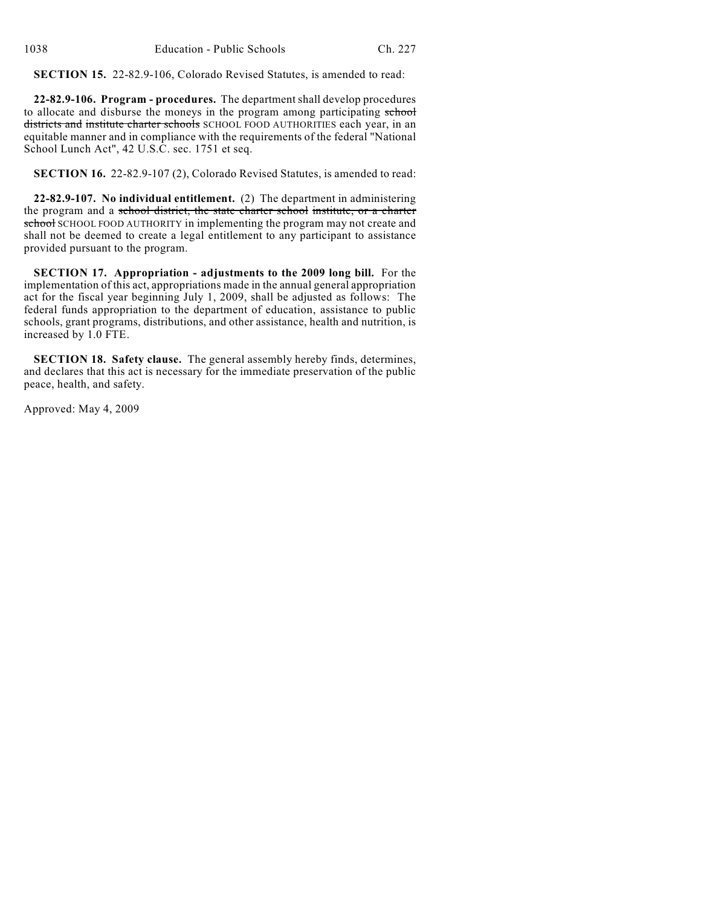**SECTION 15.** 22-82.9-106, Colorado Revised Statutes, is amended to read:

**22-82.9-106. Program - procedures.** The department shall develop procedures to allocate and disburse the moneys in the program among participating ~~school districts and institute charter schools~~ SCHOOL FOOD AUTHORITIES each year, in an equitable manner and in compliance with the requirements of the federal "National School Lunch Act", 42 U.S.C. sec. 1751 et seq.

**SECTION 16.** 22-82.9-107 (2), Colorado Revised Statutes, is amended to read:

**22-82.9-107. No individual entitlement.** (2) The department in administering the program and a ~~school district, the state charter school institute, or a charter school~~ SCHOOL FOOD AUTHORITY in implementing the program may not create and shall not be deemed to create a legal entitlement to any participant to assistance provided pursuant to the program.

**SECTION 17. Appropriation - adjustments to the 2009 long bill.** For the implementation of this act, appropriations made in the annual general appropriation act for the fiscal year beginning July 1, 2009, shall be adjusted as follows: The federal funds appropriation to the department of education, assistance to public schools, grant programs, distributions, and other assistance, health and nutrition, is increased by 1.0 FTE.

**SECTION 18. Safety clause.** The general assembly hereby finds, determines, and declares that this act is necessary for the immediate preservation of the public peace, health, and safety.

Approved: May 4, 2009